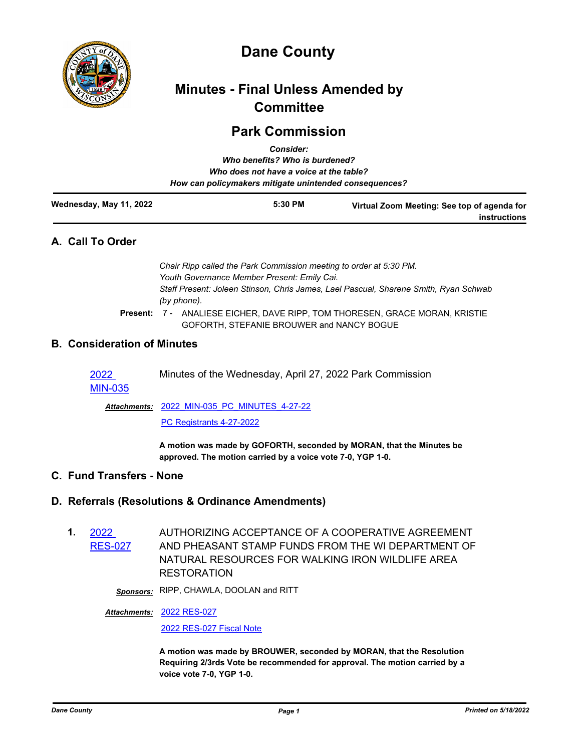# Dane County

## Minutes - Final Unless Amended by Committee

## Park Commission

***Consider:***
***Who benefits? Who is burdened?***
***Who does not have a voice at the table?***
***How can policymakers mitigate unintended consequences?***

| Wednesday, May 11, 2022 | 5:30 PM | Virtual Zoom Meeting: See top of agenda for instructions |
|---|---|---|

## A. Call To Order

*Chair Ripp called the Park Commission meeting to order at 5:30 PM.*
*Youth Governance Member Present: Emily Cai.*
*Staff Present: Joleen Stinson, Chris James, Lael Pascual, Sharene Smith, Ryan Schwab (by phone).*

**Present:** 7 - ANALIESE EICHER, DAVE RIPP, TOM THORESEN, GRACE MORAN, KRISTIE GOFORTH, STEFANIE BROUWER and NANCY BOGUE

## B. Consideration of Minutes

2022 MIN-035 — Minutes of the Wednesday, April 27, 2022 Park Commission

***Attachments:*** 2022_MIN-035_PC_MINUTES_4-27-22
PC Registrants 4-27-2022

**A motion was made by GOFORTH, seconded by MORAN, that the Minutes be approved. The motion carried by a voice vote 7-0, YGP 1-0.**

## C. Fund Transfers - None

## D. Referrals (Resolutions & Ordinance Amendments)

**1.** 2022 RES-027 — AUTHORIZING ACCEPTANCE OF A COOPERATIVE AGREEMENT AND PHEASANT STAMP FUNDS FROM THE WI DEPARTMENT OF NATURAL RESOURCES FOR WALKING IRON WILDLIFE AREA RESTORATION

***Sponsors:*** RIPP, CHAWLA, DOOLAN and RITT

***Attachments:*** 2022 RES-027
2022 RES-027 Fiscal Note

**A motion was made by BROUWER, seconded by MORAN, that the Resolution Requiring 2/3rds Vote be recommended for approval. The motion carried by a voice vote 7-0, YGP 1-0.**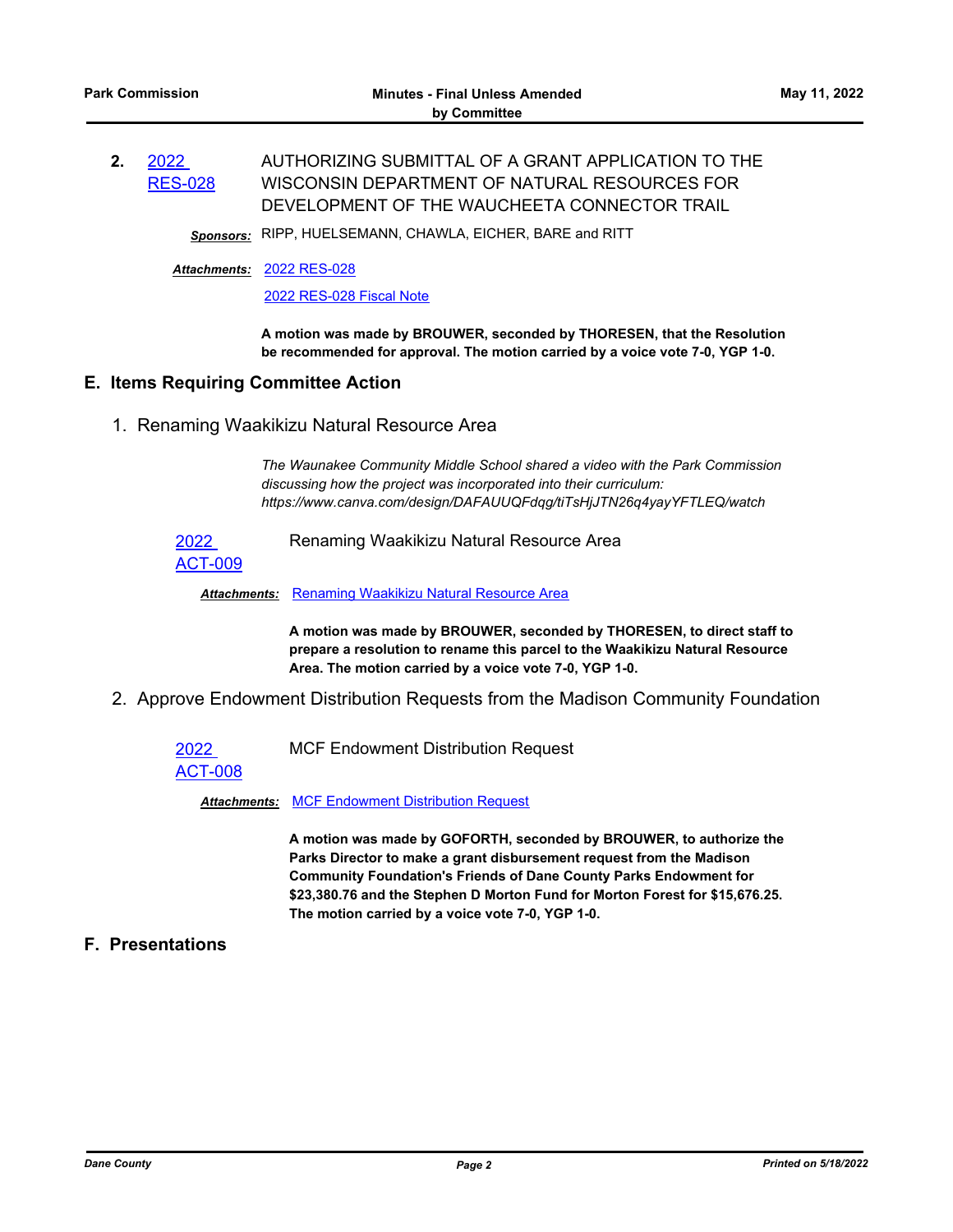**2.** 2022 RES-028 AUTHORIZING SUBMITTAL OF A GRANT APPLICATION TO THE WISCONSIN DEPARTMENT OF NATURAL RESOURCES FOR DEVELOPMENT OF THE WAUCHEETA CONNECTOR TRAIL

***Sponsors:*** RIPP, HUELSEMANN, CHAWLA, EICHER, BARE and RITT

***Attachments:*** 2022 RES-028

2022 RES-028 Fiscal Note

**A motion was made by BROUWER, seconded by THORESEN, that the Resolution be recommended for approval. The motion carried by a voice vote 7-0, YGP 1-0.**

## E. Items Requiring Committee Action

### 1. Renaming Waakikizu Natural Resource Area

*The Waunakee Community Middle School shared a video with the Park Commission discussing how the project was incorporated into their curriculum: https://www.canva.com/design/DAFAUUQFdqg/tiTsHjJTN26q4yayYFTLEQ/watch*

2022 ACT-009 Renaming Waakikizu Natural Resource Area

***Attachments:*** Renaming Waakikizu Natural Resource Area

**A motion was made by BROUWER, seconded by THORESEN, to direct staff to prepare a resolution to rename this parcel to the Waakikizu Natural Resource Area. The motion carried by a voice vote 7-0, YGP 1-0.**

### 2. Approve Endowment Distribution Requests from the Madison Community Foundation

2022 ACT-008 MCF Endowment Distribution Request

***Attachments:*** MCF Endowment Distribution Request

**A motion was made by GOFORTH, seconded by BROUWER, to authorize the Parks Director to make a grant disbursement request from the Madison Community Foundation's Friends of Dane County Parks Endowment for $23,380.76 and the Stephen D Morton Fund for Morton Forest for $15,676.25. The motion carried by a voice vote 7-0, YGP 1-0.**

## F. Presentations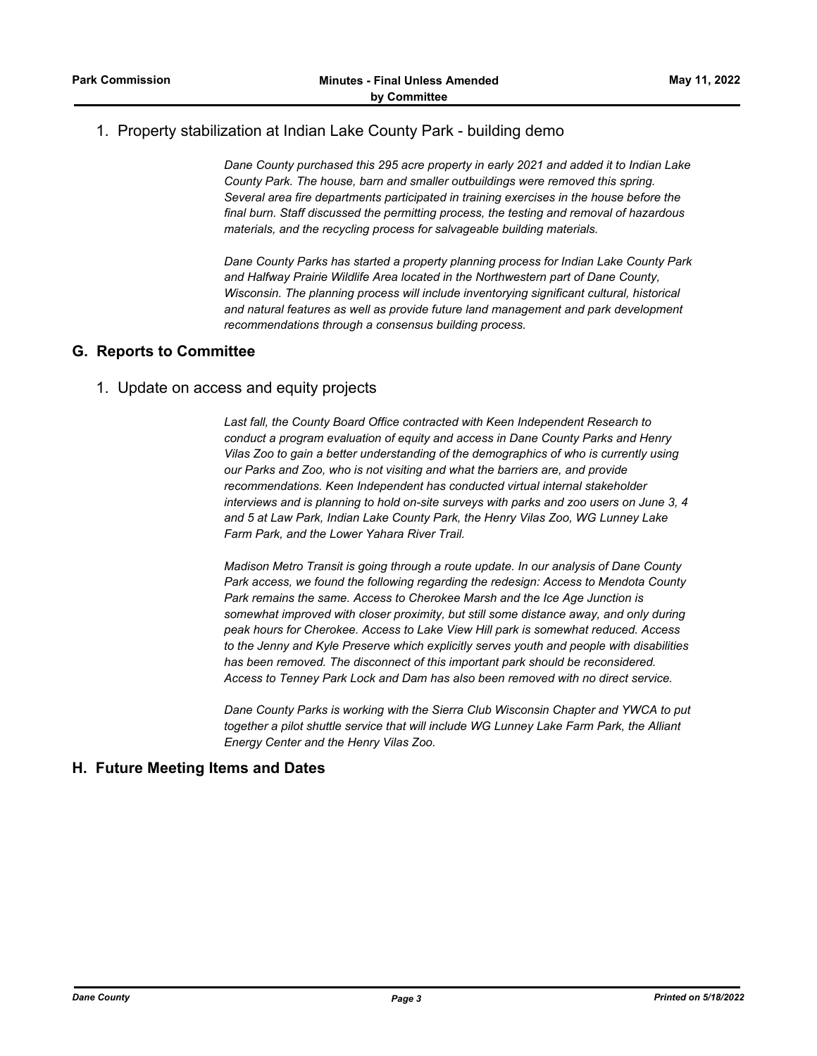1. Property stabilization at Indian Lake County Park - building demo

*Dane County purchased this 295 acre property in early 2021 and added it to Indian Lake County Park. The house, barn and smaller outbuildings were removed this spring. Several area fire departments participated in training exercises in the house before the final burn. Staff discussed the permitting process, the testing and removal of hazardous materials, and the recycling process for salvageable building materials.*

*Dane County Parks has started a property planning process for Indian Lake County Park and Halfway Prairie Wildlife Area located in the Northwestern part of Dane County, Wisconsin. The planning process will include inventorying significant cultural, historical and natural features as well as provide future land management and park development recommendations through a consensus building process.*

## G. Reports to Committee

1. Update on access and equity projects

*Last fall, the County Board Office contracted with Keen Independent Research to conduct a program evaluation of equity and access in Dane County Parks and Henry Vilas Zoo to gain a better understanding of the demographics of who is currently using our Parks and Zoo, who is not visiting and what the barriers are, and provide recommendations. Keen Independent has conducted virtual internal stakeholder interviews and is planning to hold on-site surveys with parks and zoo users on June 3, 4 and 5 at Law Park, Indian Lake County Park, the Henry Vilas Zoo, WG Lunney Lake Farm Park, and the Lower Yahara River Trail.*

*Madison Metro Transit is going through a route update. In our analysis of Dane County Park access, we found the following regarding the redesign: Access to Mendota County Park remains the same. Access to Cherokee Marsh and the Ice Age Junction is somewhat improved with closer proximity, but still some distance away, and only during peak hours for Cherokee. Access to Lake View Hill park is somewhat reduced. Access to the Jenny and Kyle Preserve which explicitly serves youth and people with disabilities has been removed. The disconnect of this important park should be reconsidered. Access to Tenney Park Lock and Dam has also been removed with no direct service.*

*Dane County Parks is working with the Sierra Club Wisconsin Chapter and YWCA to put together a pilot shuttle service that will include WG Lunney Lake Farm Park, the Alliant Energy Center and the Henry Vilas Zoo.*

## H. Future Meeting Items and Dates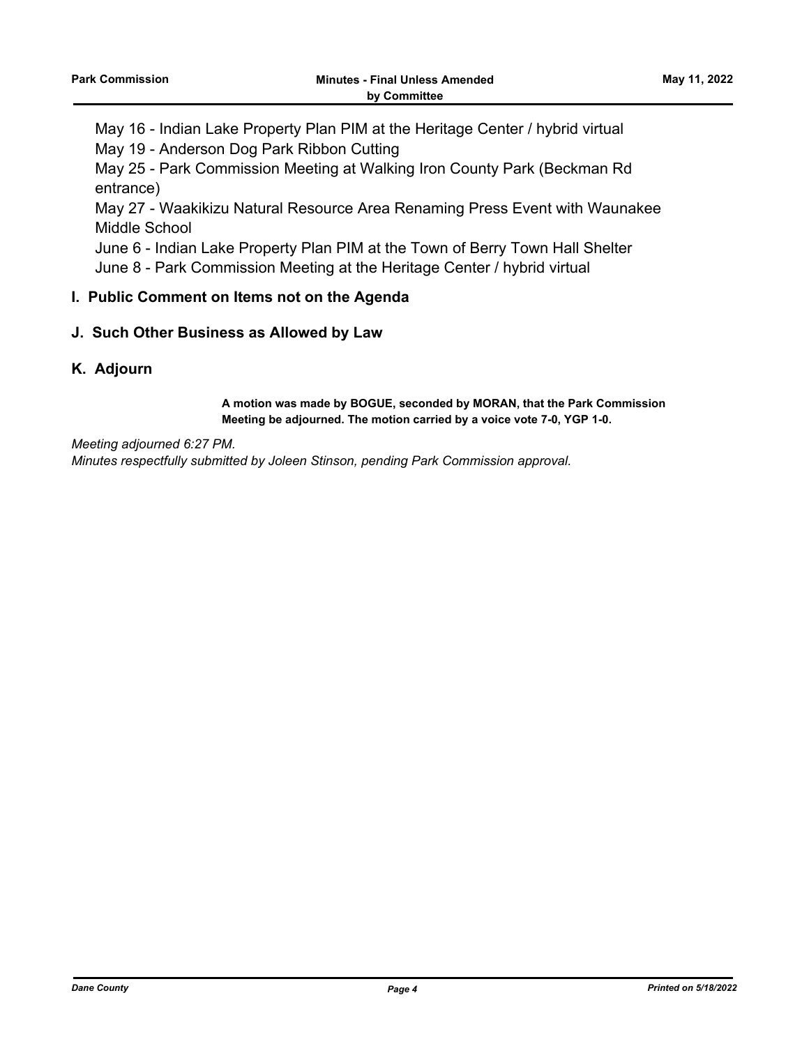May 16 - Indian Lake Property Plan PIM at the Heritage Center / hybrid virtual
May 19 - Anderson Dog Park Ribbon Cutting
May 25 - Park Commission Meeting at Walking Iron County Park (Beckman Rd entrance)
May 27 - Waakikizu Natural Resource Area Renaming Press Event with Waunakee Middle School
June 6 - Indian Lake Property Plan PIM at the Town of Berry Town Hall Shelter
June 8 - Park Commission Meeting at the Heritage Center / hybrid virtual

## I. Public Comment on Items not on the Agenda

## J. Such Other Business as Allowed by Law

## K. Adjourn

**A motion was made by BOGUE, seconded by MORAN, that the Park Commission Meeting be adjourned. The motion carried by a voice vote 7-0, YGP 1-0.**

*Meeting adjourned 6:27 PM.*
*Minutes respectfully submitted by Joleen Stinson, pending Park Commission approval.*